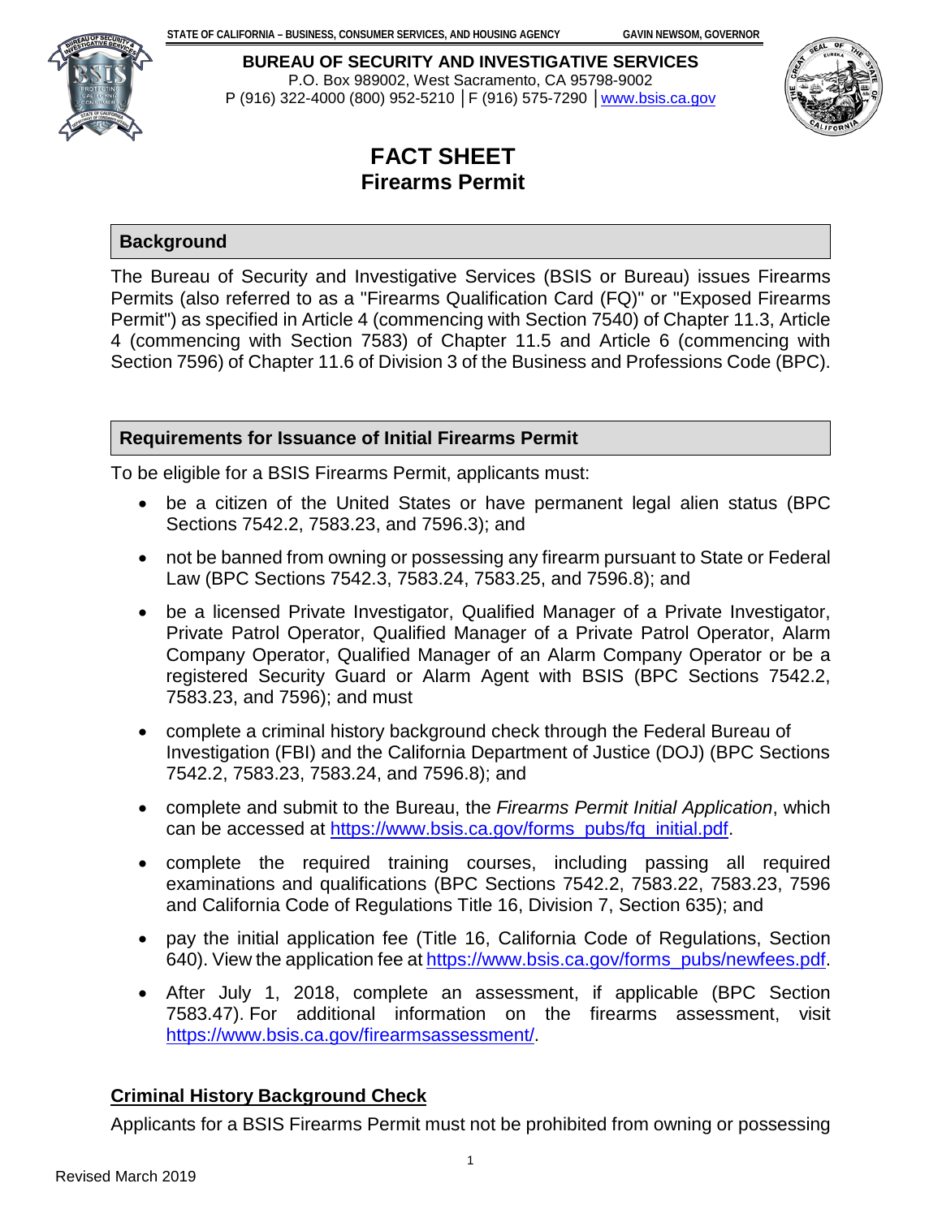STATE OF CALIFORNIA – BUSINESS, CONSUMER SERVICES, AND HOUSING AGENCY GAVIN NEWSOM, GOVERNOR

**BUREAU OF SECURITY AND INVESTIGATIVE SERVICES**
P.O. Box 989002, West Sacramento, CA 95798-9002
P (916) 322-4000 (800) 952-5210 │F (916) 575-7290 │www.bsis.ca.gov

# FACT SHEET
## Firearms Permit

### Background

The Bureau of Security and Investigative Services (BSIS or Bureau) issues Firearms Permits (also referred to as a "Firearms Qualification Card (FQ)" or "Exposed Firearms Permit") as specified in Article 4 (commencing with Section 7540) of Chapter 11.3, Article 4 (commencing with Section 7583) of Chapter 11.5 and Article 6 (commencing with Section 7596) of Chapter 11.6 of Division 3 of the Business and Professions Code (BPC).

### Requirements for Issuance of Initial Firearms Permit

To be eligible for a BSIS Firearms Permit, applicants must:

- be a citizen of the United States or have permanent legal alien status (BPC Sections 7542.2, 7583.23, and 7596.3); and
- not be banned from owning or possessing any firearm pursuant to State or Federal Law (BPC Sections 7542.3, 7583.24, 7583.25, and 7596.8); and
- be a licensed Private Investigator, Qualified Manager of a Private Investigator, Private Patrol Operator, Qualified Manager of a Private Patrol Operator, Alarm Company Operator, Qualified Manager of an Alarm Company Operator or be a registered Security Guard or Alarm Agent with BSIS (BPC Sections 7542.2, 7583.23, and 7596); and must
- complete a criminal history background check through the Federal Bureau of Investigation (FBI) and the California Department of Justice (DOJ) (BPC Sections 7542.2, 7583.23, 7583.24, and 7596.8); and
- complete and submit to the Bureau, the *Firearms Permit Initial Application*, which can be accessed at https://www.bsis.ca.gov/forms_pubs/fq_initial.pdf.
- complete the required training courses, including passing all required examinations and qualifications (BPC Sections 7542.2, 7583.22, 7583.23, 7596 and California Code of Regulations Title 16, Division 7, Section 635); and
- pay the initial application fee (Title 16, California Code of Regulations, Section 640). View the application fee at https://www.bsis.ca.gov/forms_pubs/newfees.pdf.
- After July 1, 2018, complete an assessment, if applicable (BPC Section 7583.47). For additional information on the firearms assessment, visit https://www.bsis.ca.gov/firearmsassessment/.

### Criminal History Background Check

Applicants for a BSIS Firearms Permit must not be prohibited from owning or possessing

Revised March 2019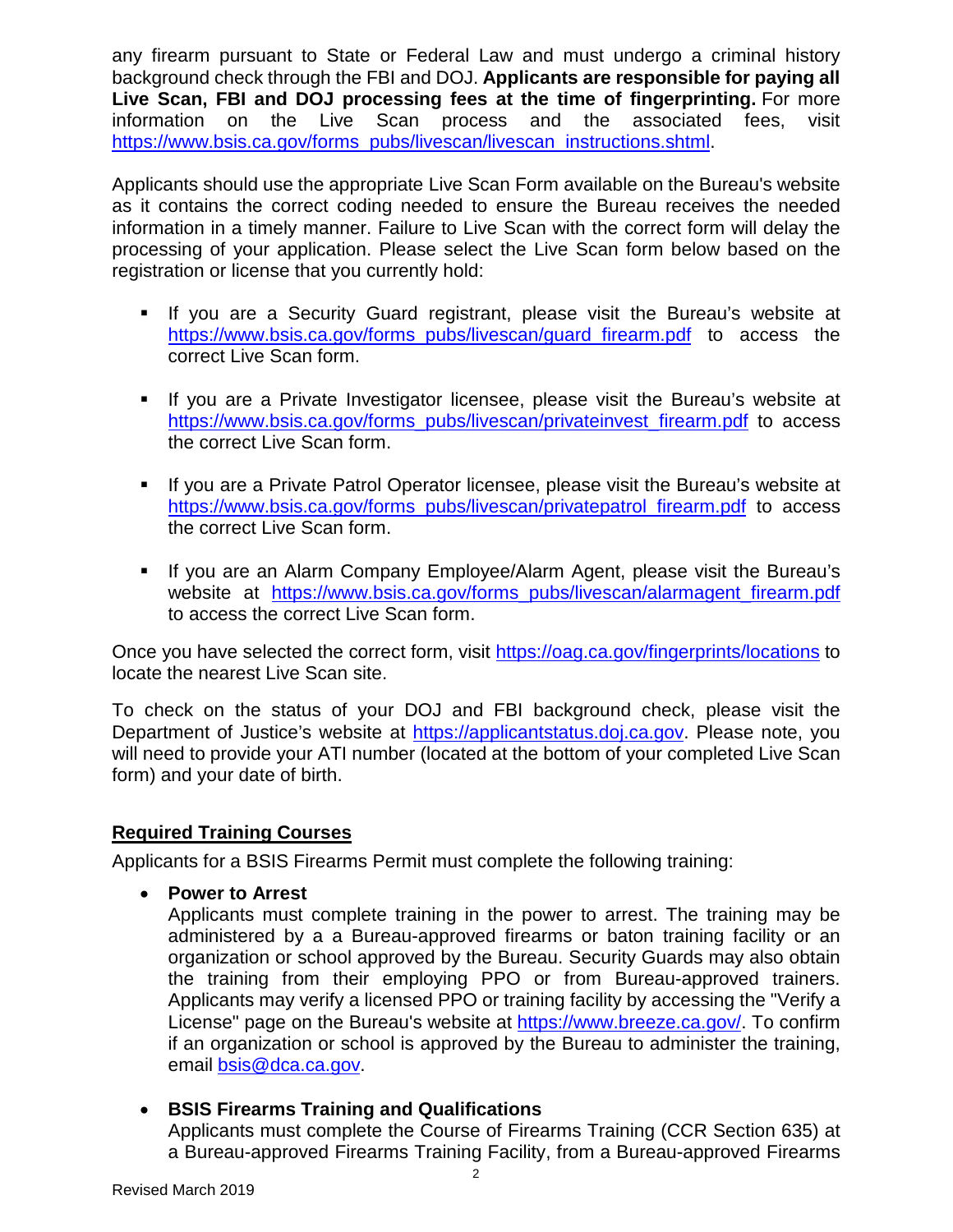any firearm pursuant to State or Federal Law and must undergo a criminal history background check through the FBI and DOJ. **Applicants are responsible for paying all Live Scan, FBI and DOJ processing fees at the time of fingerprinting.** For more information on the Live Scan process and the associated fees, visit https://www.bsis.ca.gov/forms_pubs/livescan/livescan_instructions.shtml.

Applicants should use the appropriate Live Scan Form available on the Bureau's website as it contains the correct coding needed to ensure the Bureau receives the needed information in a timely manner. Failure to Live Scan with the correct form will delay the processing of your application. Please select the Live Scan form below based on the registration or license that you currently hold:

- If you are a Security Guard registrant, please visit the Bureau's website at https://www.bsis.ca.gov/forms_pubs/livescan/guard_firearm.pdf to access the correct Live Scan form.
- If you are a Private Investigator licensee, please visit the Bureau's website at https://www.bsis.ca.gov/forms_pubs/livescan/privateinvest_firearm.pdf to access the correct Live Scan form.
- If you are a Private Patrol Operator licensee, please visit the Bureau's website at https://www.bsis.ca.gov/forms_pubs/livescan/privatepatrol_firearm.pdf to access the correct Live Scan form.
- If you are an Alarm Company Employee/Alarm Agent, please visit the Bureau's website at https://www.bsis.ca.gov/forms_pubs/livescan/alarmagent_firearm.pdf to access the correct Live Scan form.

Once you have selected the correct form, visit https://oag.ca.gov/fingerprints/locations to locate the nearest Live Scan site.

To check on the status of your DOJ and FBI background check, please visit the Department of Justice's website at https://applicantstatus.doj.ca.gov. Please note, you will need to provide your ATI number (located at the bottom of your completed Live Scan form) and your date of birth.

## Required Training Courses

Applicants for a BSIS Firearms Permit must complete the following training:

- **Power to Arrest**
  Applicants must complete training in the power to arrest. The training may be administered by a a Bureau-approved firearms or baton training facility or an organization or school approved by the Bureau. Security Guards may also obtain the training from their employing PPO or from Bureau-approved trainers. Applicants may verify a licensed PPO or training facility by accessing the "Verify a License" page on the Bureau's website at https://www.breeze.ca.gov/. To confirm if an organization or school is approved by the Bureau to administer the training, email bsis@dca.ca.gov.

- **BSIS Firearms Training and Qualifications**
  Applicants must complete the Course of Firearms Training (CCR Section 635) at a Bureau-approved Firearms Training Facility, from a Bureau-approved Firearms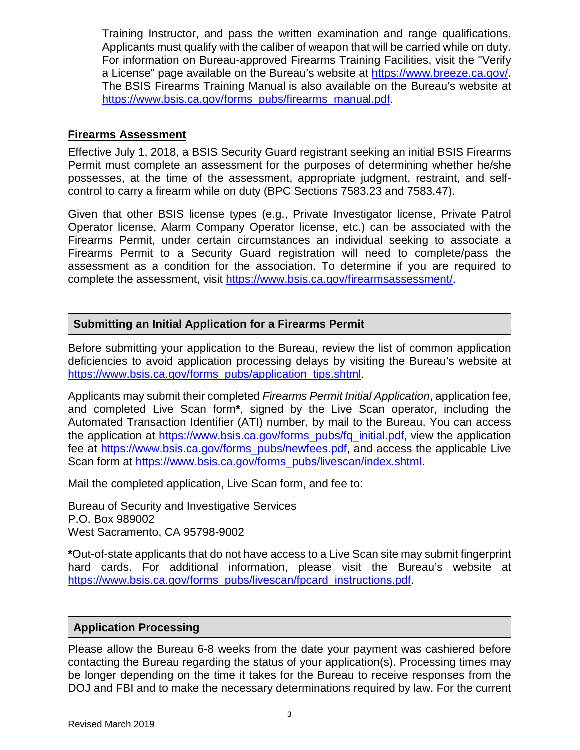Training Instructor, and pass the written examination and range qualifications. Applicants must qualify with the caliber of weapon that will be carried while on duty. For information on Bureau-approved Firearms Training Facilities, visit the "Verify a License" page available on the Bureau's website at https://www.breeze.ca.gov/. The BSIS Firearms Training Manual is also available on the Bureau's website at https://www.bsis.ca.gov/forms_pubs/firearms_manual.pdf.

**Firearms Assessment**

Effective July 1, 2018, a BSIS Security Guard registrant seeking an initial BSIS Firearms Permit must complete an assessment for the purposes of determining whether he/she possesses, at the time of the assessment, appropriate judgment, restraint, and self-control to carry a firearm while on duty (BPC Sections 7583.23 and 7583.47).

Given that other BSIS license types (e.g., Private Investigator license, Private Patrol Operator license, Alarm Company Operator license, etc.) can be associated with the Firearms Permit, under certain circumstances an individual seeking to associate a Firearms Permit to a Security Guard registration will need to complete/pass the assessment as a condition for the association. To determine if you are required to complete the assessment, visit https://www.bsis.ca.gov/firearmsassessment/.

## Submitting an Initial Application for a Firearms Permit

Before submitting your application to the Bureau, review the list of common application deficiencies to avoid application processing delays by visiting the Bureau's website at https://www.bsis.ca.gov/forms_pubs/application_tips.shtml.

Applicants may submit their completed *Firearms Permit Initial Application*, application fee, and completed Live Scan form**\***, signed by the Live Scan operator, including the Automated Transaction Identifier (ATI) number, by mail to the Bureau. You can access the application at https://www.bsis.ca.gov/forms_pubs/fq_initial.pdf, view the application fee at https://www.bsis.ca.gov/forms_pubs/newfees.pdf, and access the applicable Live Scan form at https://www.bsis.ca.gov/forms_pubs/livescan/index.shtml.

Mail the completed application, Live Scan form, and fee to:

Bureau of Security and Investigative Services
P.O. Box 989002
West Sacramento, CA 95798-9002

**\***Out-of-state applicants that do not have access to a Live Scan site may submit fingerprint hard cards. For additional information, please visit the Bureau's website at https://www.bsis.ca.gov/forms_pubs/livescan/fpcard_instructions.pdf.

## Application Processing

Please allow the Bureau 6-8 weeks from the date your payment was cashiered before contacting the Bureau regarding the status of your application(s). Processing times may be longer depending on the time it takes for the Bureau to receive responses from the DOJ and FBI and to make the necessary determinations required by law. For the current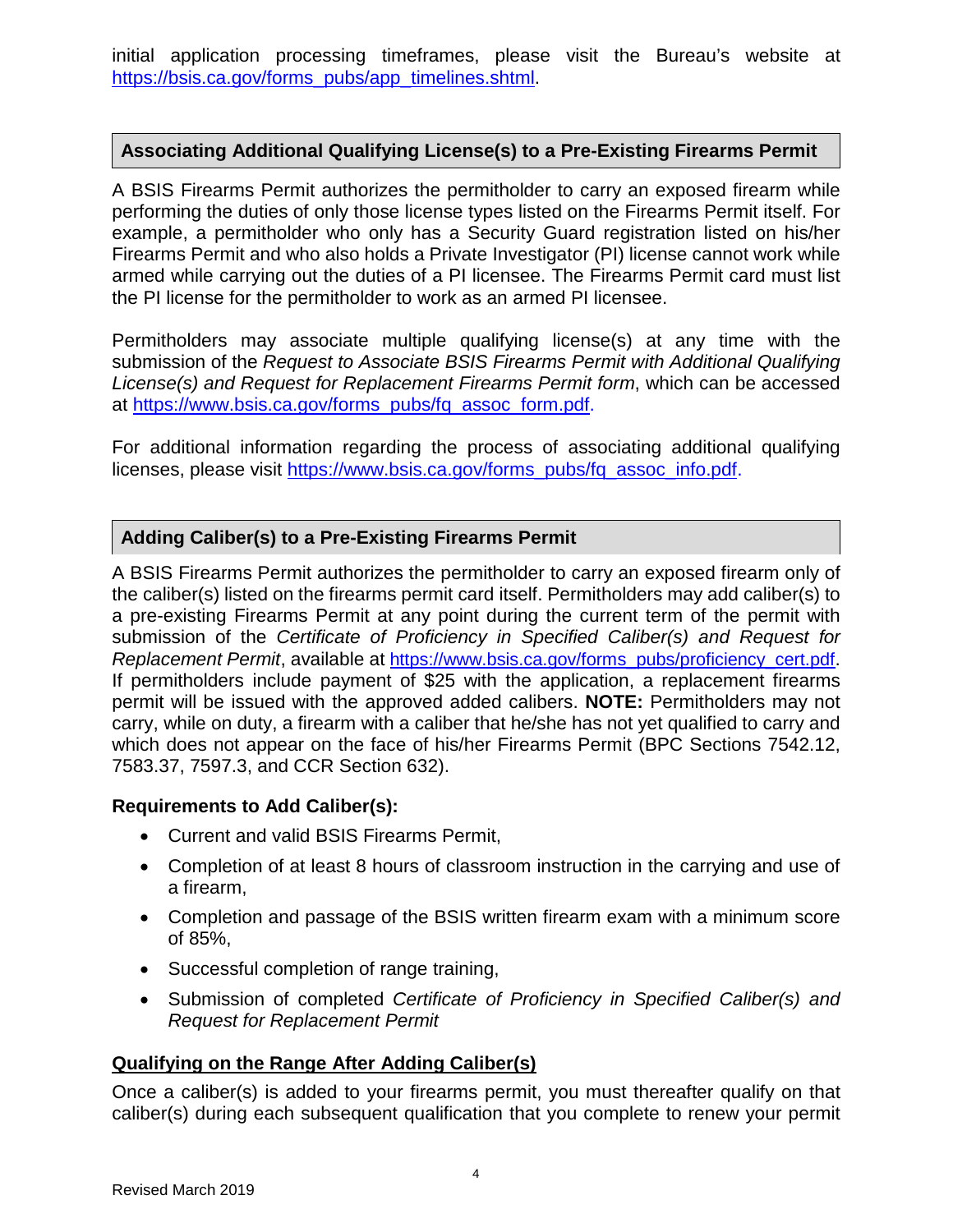initial application processing timeframes, please visit the Bureau's website at https://bsis.ca.gov/forms_pubs/app_timelines.shtml.

## Associating Additional Qualifying License(s) to a Pre-Existing Firearms Permit

A BSIS Firearms Permit authorizes the permitholder to carry an exposed firearm while performing the duties of only those license types listed on the Firearms Permit itself. For example, a permitholder who only has a Security Guard registration listed on his/her Firearms Permit and who also holds a Private Investigator (PI) license cannot work while armed while carrying out the duties of a PI licensee. The Firearms Permit card must list the PI license for the permitholder to work as an armed PI licensee.

Permitholders may associate multiple qualifying license(s) at any time with the submission of the *Request to Associate BSIS Firearms Permit with Additional Qualifying License(s) and Request for Replacement Firearms Permit form*, which can be accessed at https://www.bsis.ca.gov/forms_pubs/fq_assoc_form.pdf.

For additional information regarding the process of associating additional qualifying licenses, please visit https://www.bsis.ca.gov/forms_pubs/fq_assoc_info.pdf.

## Adding Caliber(s) to a Pre-Existing Firearms Permit

A BSIS Firearms Permit authorizes the permitholder to carry an exposed firearm only of the caliber(s) listed on the firearms permit card itself. Permitholders may add caliber(s) to a pre-existing Firearms Permit at any point during the current term of the permit with submission of the *Certificate of Proficiency in Specified Caliber(s) and Request for Replacement Permit*, available at https://www.bsis.ca.gov/forms_pubs/proficiency_cert.pdf. If permitholders include payment of $25 with the application, a replacement firearms permit will be issued with the approved added calibers. **NOTE:** Permitholders may not carry, while on duty, a firearm with a caliber that he/she has not yet qualified to carry and which does not appear on the face of his/her Firearms Permit (BPC Sections 7542.12, 7583.37, 7597.3, and CCR Section 632).

### Requirements to Add Caliber(s):

- Current and valid BSIS Firearms Permit,
- Completion of at least 8 hours of classroom instruction in the carrying and use of a firearm,
- Completion and passage of the BSIS written firearm exam with a minimum score of 85%,
- Successful completion of range training,
- Submission of completed *Certificate of Proficiency in Specified Caliber(s) and Request for Replacement Permit*

### Qualifying on the Range After Adding Caliber(s)

Once a caliber(s) is added to your firearms permit, you must thereafter qualify on that caliber(s) during each subsequent qualification that you complete to renew your permit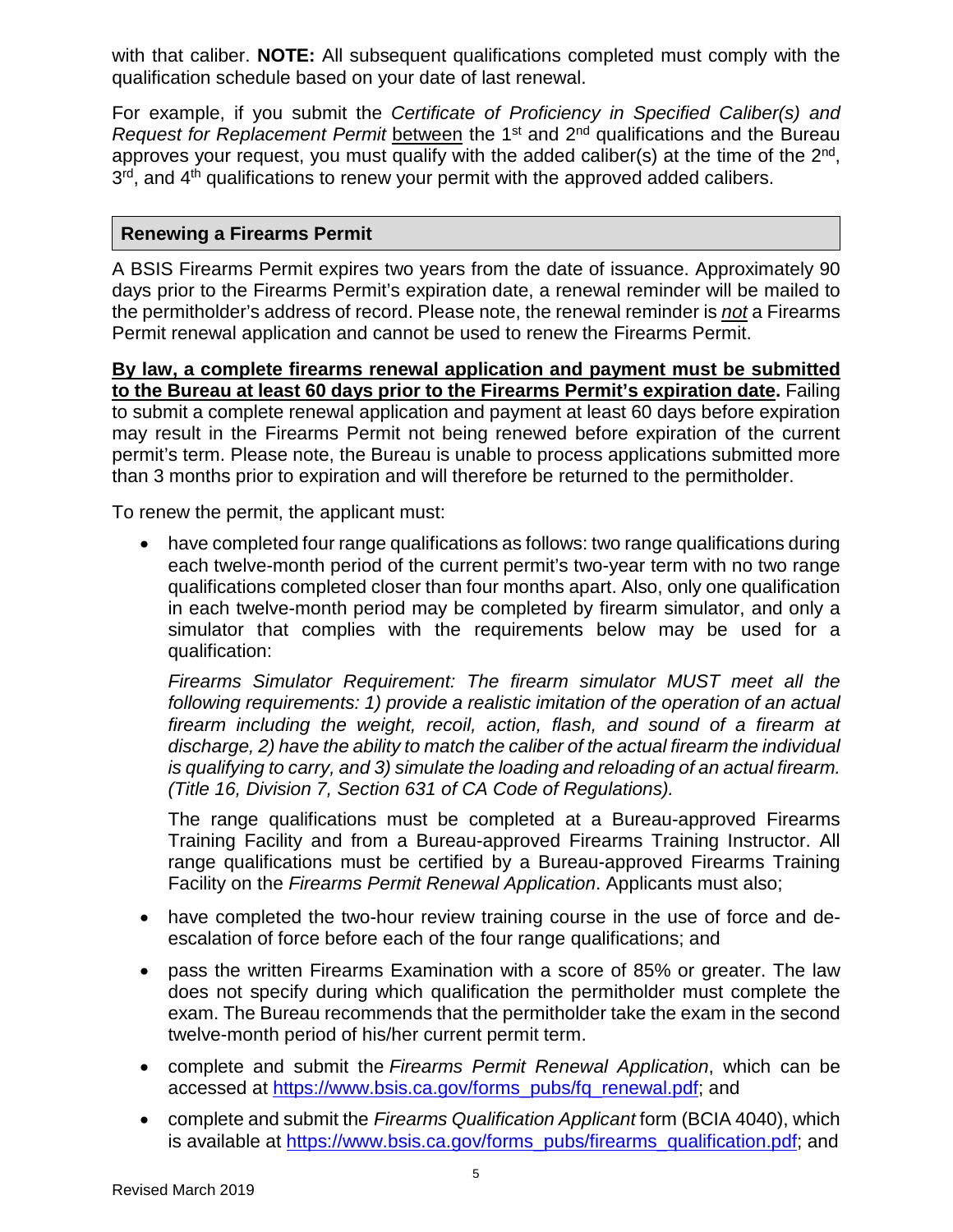with that caliber. **NOTE:** All subsequent qualifications completed must comply with the qualification schedule based on your date of last renewal.

For example, if you submit the *Certificate of Proficiency in Specified Caliber(s) and Request for Replacement Permit* between the 1st and 2nd qualifications and the Bureau approves your request, you must qualify with the added caliber(s) at the time of the 2nd, 3rd, and 4th qualifications to renew your permit with the approved added calibers.

## Renewing a Firearms Permit

A BSIS Firearms Permit expires two years from the date of issuance. Approximately 90 days prior to the Firearms Permit's expiration date, a renewal reminder will be mailed to the permitholder's address of record. Please note, the renewal reminder is ***not*** a Firearms Permit renewal application and cannot be used to renew the Firearms Permit.

**By law, a complete firearms renewal application and payment must be submitted to the Bureau at least 60 days prior to the Firearms Permit's expiration date.** Failing to submit a complete renewal application and payment at least 60 days before expiration may result in the Firearms Permit not being renewed before expiration of the current permit's term. Please note, the Bureau is unable to process applications submitted more than 3 months prior to expiration and will therefore be returned to the permitholder.

To renew the permit, the applicant must:

- have completed four range qualifications as follows: two range qualifications during each twelve-month period of the current permit's two-year term with no two range qualifications completed closer than four months apart. Also, only one qualification in each twelve-month period may be completed by firearm simulator, and only a simulator that complies with the requirements below may be used for a qualification:

  *Firearms Simulator Requirement: The firearm simulator MUST meet all the following requirements: 1) provide a realistic imitation of the operation of an actual firearm including the weight, recoil, action, flash, and sound of a firearm at discharge, 2) have the ability to match the caliber of the actual firearm the individual is qualifying to carry, and 3) simulate the loading and reloading of an actual firearm. (Title 16, Division 7, Section 631 of CA Code of Regulations).*

  The range qualifications must be completed at a Bureau-approved Firearms Training Facility and from a Bureau-approved Firearms Training Instructor. All range qualifications must be certified by a Bureau-approved Firearms Training Facility on the *Firearms Permit Renewal Application*. Applicants must also;

- have completed the two-hour review training course in the use of force and de-escalation of force before each of the four range qualifications; and
- pass the written Firearms Examination with a score of 85% or greater. The law does not specify during which qualification the permitholder must complete the exam. The Bureau recommends that the permitholder take the exam in the second twelve-month period of his/her current permit term.
- complete and submit the *Firearms Permit Renewal Application*, which can be accessed at https://www.bsis.ca.gov/forms_pubs/fq_renewal.pdf; and
- complete and submit the *Firearms Qualification Applicant* form (BCIA 4040), which is available at https://www.bsis.ca.gov/forms_pubs/firearms_qualification.pdf; and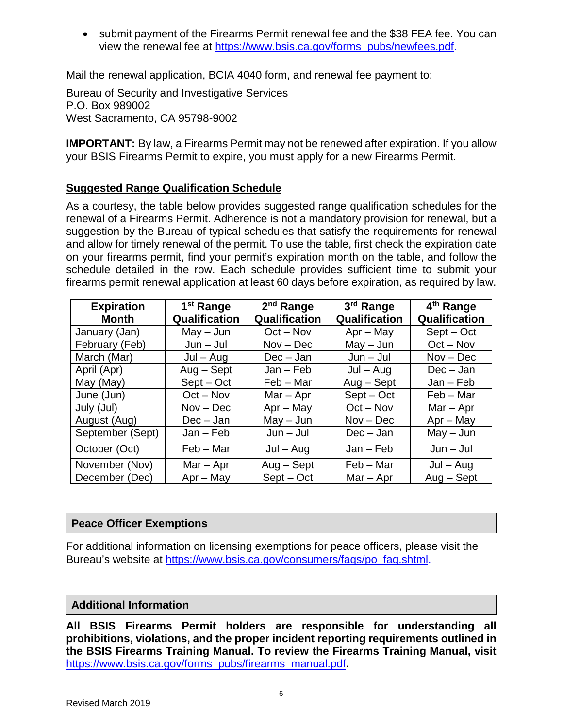- submit payment of the Firearms Permit renewal fee and the $38 FEA fee. You can view the renewal fee at https://www.bsis.ca.gov/forms_pubs/newfees.pdf.

Mail the renewal application, BCIA 4040 form, and renewal fee payment to:

Bureau of Security and Investigative Services
P.O. Box 989002
West Sacramento, CA 95798-9002

**IMPORTANT:** By law, a Firearms Permit may not be renewed after expiration. If you allow your BSIS Firearms Permit to expire, you must apply for a new Firearms Permit.

## Suggested Range Qualification Schedule

As a courtesy, the table below provides suggested range qualification schedules for the renewal of a Firearms Permit. Adherence is not a mandatory provision for renewal, but a suggestion by the Bureau of typical schedules that satisfy the requirements for renewal and allow for timely renewal of the permit. To use the table, first check the expiration date on your firearms permit, find your permit's expiration month on the table, and follow the schedule detailed in the row. Each schedule provides sufficient time to submit your firearms permit renewal application at least 60 days before expiration, as required by law.

| Expiration Month | 1st Range Qualification | 2nd Range Qualification | 3rd Range Qualification | 4th Range Qualification |
|---|---|---|---|---|
| January (Jan) | May – Jun | Oct – Nov | Apr – May | Sept – Oct |
| February (Feb) | Jun – Jul | Nov – Dec | May – Jun | Oct – Nov |
| March (Mar) | Jul – Aug | Dec – Jan | Jun – Jul | Nov – Dec |
| April (Apr) | Aug – Sept | Jan – Feb | Jul – Aug | Dec – Jan |
| May (May) | Sept – Oct | Feb – Mar | Aug – Sept | Jan – Feb |
| June (Jun) | Oct – Nov | Mar – Apr | Sept – Oct | Feb – Mar |
| July (Jul) | Nov – Dec | Apr – May | Oct – Nov | Mar – Apr |
| August (Aug) | Dec – Jan | May – Jun | Nov – Dec | Apr – May |
| September (Sept) | Jan – Feb | Jun – Jul | Dec – Jan | May – Jun |
| October (Oct) | Feb – Mar | Jul – Aug | Jan – Feb | Jun – Jul |
| November (Nov) | Mar – Apr | Aug – Sept | Feb – Mar | Jul – Aug |
| December (Dec) | Apr – May | Sept – Oct | Mar – Apr | Aug – Sept |

## Peace Officer Exemptions

For additional information on licensing exemptions for peace officers, please visit the Bureau's website at https://www.bsis.ca.gov/consumers/faqs/po_faq.shtml.

## Additional Information

**All BSIS Firearms Permit holders are responsible for understanding all prohibitions, violations, and the proper incident reporting requirements outlined in the BSIS Firearms Training Manual. To review the Firearms Training Manual, visit https://www.bsis.ca.gov/forms_pubs/firearms_manual.pdf.**

Revised March 2019